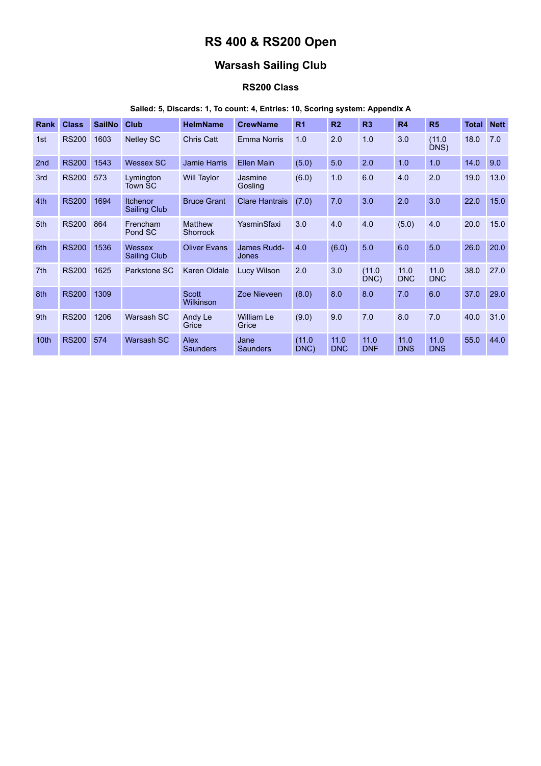# RS 400 & RS200 Open

## Warsash Sailing Club

### RS200 Class

**Sailed: 5, Discards: 1, To count: 4, Entries: 10, Scoring system: Appendix A**

| Rank | Class | SailNo | Club | HelmName | CrewName | R1 | R2 | R3 | R4 | R5 | Total | Nett |
|---|---|---|---|---|---|---|---|---|---|---|---|---|
| 1st | RS200 | 1603 | Netley SC | Chris Catt | Emma Norris | 1.0 | 2.0 | 1.0 | 3.0 | (11.0 DNS) | 18.0 | 7.0 |
| 2nd | RS200 | 1543 | Wessex SC | Jamie Harris | Ellen Main | (5.0) | 5.0 | 2.0 | 1.0 | 1.0 | 14.0 | 9.0 |
| 3rd | RS200 | 573 | Lymington Town SC | Will Taylor | Jasmine Gosling | (6.0) | 1.0 | 6.0 | 4.0 | 2.0 | 19.0 | 13.0 |
| 4th | RS200 | 1694 | Itchenor Sailing Club | Bruce Grant | Clare Hantrais | (7.0) | 7.0 | 3.0 | 2.0 | 3.0 | 22.0 | 15.0 |
| 5th | RS200 | 864 | Frencham Pond SC | Matthew Shorrock | YasminSfaxi | 3.0 | 4.0 | 4.0 | (5.0) | 4.0 | 20.0 | 15.0 |
| 6th | RS200 | 1536 | Wessex Sailing Club | Oliver Evans | James Rudd-Jones | 4.0 | (6.0) | 5.0 | 6.0 | 5.0 | 26.0 | 20.0 |
| 7th | RS200 | 1625 | Parkstone SC | Karen Oldale | Lucy Wilson | 2.0 | 3.0 | (11.0 DNC) | 11.0 DNC | 11.0 DNC | 38.0 | 27.0 |
| 8th | RS200 | 1309 | | Scott Wilkinson | Zoe Nieveen | (8.0) | 8.0 | 8.0 | 7.0 | 6.0 | 37.0 | 29.0 |
| 9th | RS200 | 1206 | Warsash SC | Andy Le Grice | William Le Grice | (9.0) | 9.0 | 7.0 | 8.0 | 7.0 | 40.0 | 31.0 |
| 10th | RS200 | 574 | Warsash SC | Alex Saunders | Jane Saunders | (11.0 DNC) | 11.0 DNC | 11.0 DNF | 11.0 DNS | 11.0 DNS | 55.0 | 44.0 |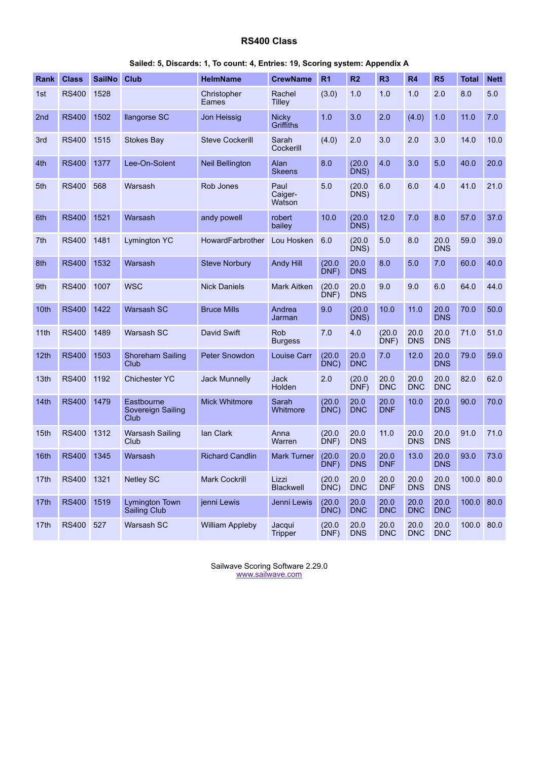### RS400 Class

**Sailed: 5, Discards: 1, To count: 4, Entries: 19, Scoring system: Appendix A**

| Rank | Class | SailNo | Club | HelmName | CrewName | R1 | R2 | R3 | R4 | R5 | Total | Nett |
|---|---|---|---|---|---|---|---|---|---|---|---|---|
| 1st | RS400 | 1528 | | Christopher Eames | Rachel Tilley | (3.0) | 1.0 | 1.0 | 1.0 | 2.0 | 8.0 | 5.0 |
| 2nd | RS400 | 1502 | llangorse SC | Jon Heissig | Nicky Griffiths | 1.0 | 3.0 | 2.0 | (4.0) | 1.0 | 11.0 | 7.0 |
| 3rd | RS400 | 1515 | Stokes Bay | Steve Cockerill | Sarah Cockerill | (4.0) | 2.0 | 3.0 | 2.0 | 3.0 | 14.0 | 10.0 |
| 4th | RS400 | 1377 | Lee-On-Solent | Neil Bellington | Alan Skeens | 8.0 | (20.0 DNS) | 4.0 | 3.0 | 5.0 | 40.0 | 20.0 |
| 5th | RS400 | 568 | Warsash | Rob Jones | Paul Caiger-Watson | 5.0 | (20.0 DNS) | 6.0 | 6.0 | 4.0 | 41.0 | 21.0 |
| 6th | RS400 | 1521 | Warsash | andy powell | robert bailey | 10.0 | (20.0 DNS) | 12.0 | 7.0 | 8.0 | 57.0 | 37.0 |
| 7th | RS400 | 1481 | Lymington YC | HowardFarbrother | Lou Hosken | 6.0 | (20.0 DNS) | 5.0 | 8.0 | 20.0 DNS | 59.0 | 39.0 |
| 8th | RS400 | 1532 | Warsash | Steve Norbury | Andy Hill | (20.0 DNF) | 20.0 DNS | 8.0 | 5.0 | 7.0 | 60.0 | 40.0 |
| 9th | RS400 | 1007 | WSC | Nick Daniels | Mark Aitken | (20.0 DNF) | 20.0 DNS | 9.0 | 9.0 | 6.0 | 64.0 | 44.0 |
| 10th | RS400 | 1422 | Warsash SC | Bruce Mills | Andrea Jarman | 9.0 | (20.0 DNS) | 10.0 | 11.0 | 20.0 DNS | 70.0 | 50.0 |
| 11th | RS400 | 1489 | Warsash SC | David Swift | Rob Burgess | 7.0 | 4.0 | (20.0 DNF) | 20.0 DNS | 20.0 DNS | 71.0 | 51.0 |
| 12th | RS400 | 1503 | Shoreham Sailing Club | Peter Snowdon | Louise Carr | (20.0 DNC) | 20.0 DNC | 7.0 | 12.0 | 20.0 DNS | 79.0 | 59.0 |
| 13th | RS400 | 1192 | Chichester YC | Jack Munnelly | Jack Holden | 2.0 | (20.0 DNF) | 20.0 DNC | 20.0 DNC | 20.0 DNC | 82.0 | 62.0 |
| 14th | RS400 | 1479 | Eastbourne Sovereign Sailing Club | Mick Whitmore | Sarah Whitmore | (20.0 DNC) | 20.0 DNC | 20.0 DNF | 10.0 | 20.0 DNS | 90.0 | 70.0 |
| 15th | RS400 | 1312 | Warsash Sailing Club | Ian Clark | Anna Warren | (20.0 DNF) | 20.0 DNS | 11.0 | 20.0 DNS | 20.0 DNS | 91.0 | 71.0 |
| 16th | RS400 | 1345 | Warsash | Richard Candlin | Mark Turner | (20.0 DNF) | 20.0 DNS | 20.0 DNF | 13.0 | 20.0 DNS | 93.0 | 73.0 |
| 17th | RS400 | 1321 | Netley SC | Mark Cockrill | Lizzi Blackwell | (20.0 DNC) | 20.0 DNC | 20.0 DNF | 20.0 DNS | 20.0 DNS | 100.0 | 80.0 |
| 17th | RS400 | 1519 | Lymington Town Sailing Club | jenni Lewis | Jenni Lewis | (20.0 DNC) | 20.0 DNC | 20.0 DNC | 20.0 DNC | 20.0 DNC | 100.0 | 80.0 |
| 17th | RS400 | 527 | Warsash SC | William Appleby | Jacqui Tripper | (20.0 DNF) | 20.0 DNS | 20.0 DNC | 20.0 DNC | 20.0 DNC | 100.0 | 80.0 |

Sailwave Scoring Software 2.29.0
www.sailwave.com